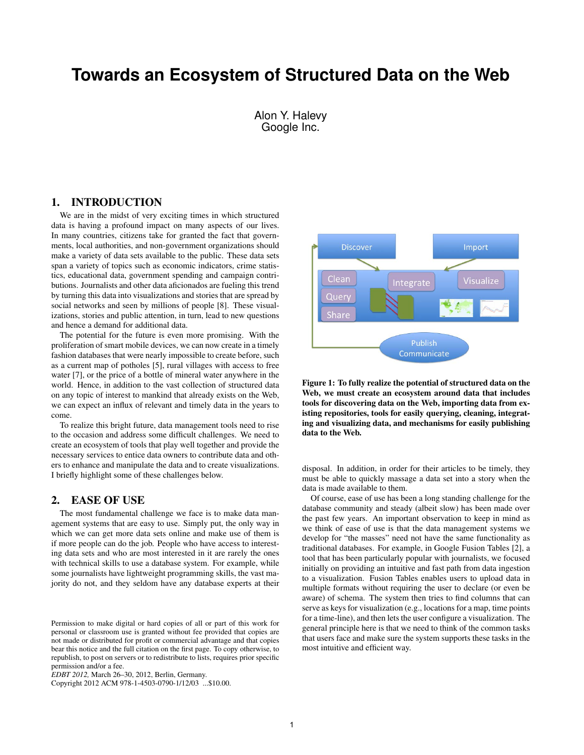# Towards an Ecosystem of Structured Data on the Web

Alon Y. Halevy
Google Inc.

## 1. INTRODUCTION

We are in the midst of very exciting times in which structured data is having a profound impact on many aspects of our lives. In many countries, citizens take for granted the fact that governments, local authorities, and non-government organizations should make a variety of data sets available to the public. These data sets span a variety of topics such as economic indicators, crime statistics, educational data, government spending and campaign contributions. Journalists and other data aficionados are fueling this trend by turning this data into visualizations and stories that are spread by social networks and seen by millions of people [8]. These visualizations, stories and public attention, in turn, lead to new questions and hence a demand for additional data.

The potential for the future is even more promising. With the proliferation of smart mobile devices, we can now create in a timely fashion databases that were nearly impossible to create before, such as a current map of potholes [5], rural villages with access to free water [7], or the price of a bottle of mineral water anywhere in the world. Hence, in addition to the vast collection of structured data on any topic of interest to mankind that already exists on the Web, we can expect an influx of relevant and timely data in the years to come.

To realize this bright future, data management tools need to rise to the occasion and address some difficult challenges. We need to create an ecosystem of tools that play well together and provide the necessary services to entice data owners to contribute data and others to enhance and manipulate the data and to create visualizations. I briefly highlight some of these challenges below.

Discover
Import
Clean
Query
Share
Integrate
Visualize
Publish
Communicate

**Figure 1: To fully realize the potential of structured data on the Web, we must create an ecosystem around data that includes tools for discovering data on the Web, importing data from existing repositories, tools for easily querying, cleaning, integrating and visualizing data, and mechanisms for easily publishing data to the Web.**

## 2. EASE OF USE

The most fundamental challenge we face is to make data management systems that are easy to use. Simply put, the only way in which we can get more data sets online and make use of them is if more people can do the job. People who have access to interesting data sets and who are most interested in it are rarely the ones with technical skills to use a database system. For example, while some journalists have lightweight programming skills, the vast majority do not, and they seldom have any database experts at their disposal. In addition, in order for their articles to be timely, they must be able to quickly massage a data set into a story when the data is made available to them.

Of course, ease of use has been a long standing challenge for the database community and steady (albeit slow) has been made over the past few years. An important observation to keep in mind as we think of ease of use is that the data management systems we develop for "the masses" need not have the same functionality as traditional databases. For example, in Google Fusion Tables [2], a tool that has been particularly popular with journalists, we focused initially on providing an intuitive and fast path from data ingestion to a visualization. Fusion Tables enables users to upload data in multiple formats without requiring the user to declare (or even be aware) of schema. The system then tries to find columns that can serve as keys for visualization (e.g., locations for a map, time points for a time-line), and then lets the user configure a visualization. The general principle here is that we need to think of the common tasks that users face and make sure the system supports these tasks in the most intuitive and efficient way.

Permission to make digital or hard copies of all or part of this work for personal or classroom use is granted without fee provided that copies are not made or distributed for profit or commercial advantage and that copies bear this notice and the full citation on the first page. To copy otherwise, to republish, to post on servers or to redistribute to lists, requires prior specific permission and/or a fee.
*EDBT 2012,* March 26–30, 2012, Berlin, Germany.
Copyright 2012 ACM 978-1-4503-0790-1/12/03 ...$10.00.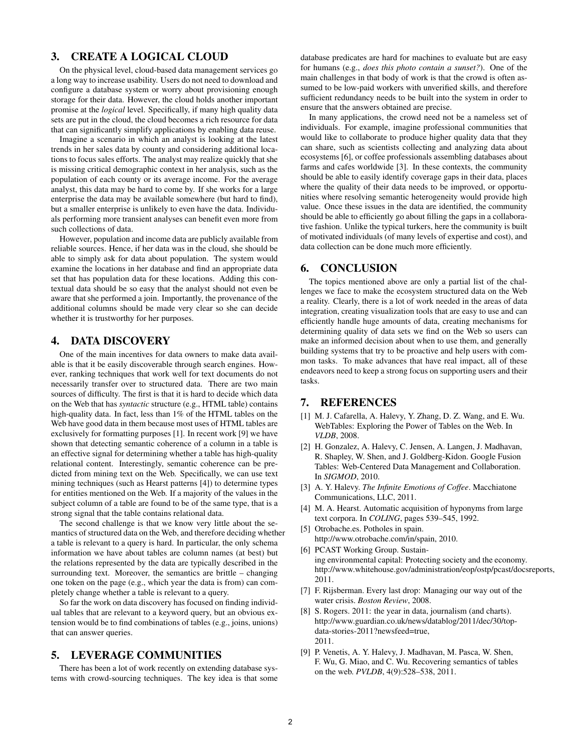## 3. CREATE A LOGICAL CLOUD

On the physical level, cloud-based data management services go a long way to increase usability. Users do not need to download and configure a database system or worry about provisioning enough storage for their data. However, the cloud holds another important promise at the *logical* level. Specifically, if many high quality data sets are put in the cloud, the cloud becomes a rich resource for data that can significantly simplify applications by enabling data reuse.

Imagine a scenario in which an analyst is looking at the latest trends in her sales data by county and considering additional locations to focus sales efforts. The analyst may realize quickly that she is missing critical demographic context in her analysis, such as the population of each county or its average income. For the average analyst, this data may be hard to come by. If she works for a large enterprise the data may be available somewhere (but hard to find), but a smaller enterprise is unlikely to even have the data. Individuals performing more transient analyses can benefit even more from such collections of data.

However, population and income data are publicly available from reliable sources. Hence, if her data was in the cloud, she should be able to simply ask for data about population. The system would examine the locations in her database and find an appropriate data set that has population data for these locations. Adding this contextual data should be so easy that the analyst should not even be aware that she performed a join. Importantly, the provenance of the additional columns should be made very clear so she can decide whether it is trustworthy for her purposes.

## 4. DATA DISCOVERY

One of the main incentives for data owners to make data available is that it be easily discoverable through search engines. However, ranking techniques that work well for text documents do not necessarily transfer over to structured data. There are two main sources of difficulty. The first is that it is hard to decide which data on the Web that has *syntactic* structure (e.g., HTML table) contains high-quality data. In fact, less than 1% of the HTML tables on the Web have good data in them because most uses of HTML tables are exclusively for formatting purposes [1]. In recent work [9] we have shown that detecting semantic coherence of a column in a table is an effective signal for determining whether a table has high-quality relational content. Interestingly, semantic coherence can be predicted from mining text on the Web. Specifically, we can use text mining techniques (such as Hearst patterns [4]) to determine types for entities mentioned on the Web. If a majority of the values in the subject column of a table are found to be of the same type, that is a strong signal that the table contains relational data.

The second challenge is that we know very little about the semantics of structured data on the Web, and therefore deciding whether a table is relevant to a query is hard. In particular, the only schema information we have about tables are column names (at best) but the relations represented by the data are typically described in the surrounding text. Moreover, the semantics are brittle – changing one token on the page (e.g., which year the data is from) can completely change whether a table is relevant to a query.

So far the work on data discovery has focused on finding individual tables that are relevant to a keyword query, but an obvious extension would be to find combinations of tables (e.g., joins, unions) that can answer queries.

## 5. LEVERAGE COMMUNITIES

There has been a lot of work recently on extending database systems with crowd-sourcing techniques. The key idea is that some database predicates are hard for machines to evaluate but are easy for humans (e.g., *does this photo contain a sunset?*). One of the main challenges in that body of work is that the crowd is often assumed to be low-paid workers with unverified skills, and therefore sufficient redundancy needs to be built into the system in order to ensure that the answers obtained are precise.

In many applications, the crowd need not be a nameless set of individuals. For example, imagine professional communities that would like to collaborate to produce higher quality data that they can share, such as scientists collecting and analyzing data about ecosystems [6], or coffee professionals assembling databases about farms and cafes worldwide [3]. In these contexts, the community should be able to easily identify coverage gaps in their data, places where the quality of their data needs to be improved, or opportunities where resolving semantic heterogeneity would provide high value. Once these issues in the data are identified, the community should be able to efficiently go about filling the gaps in a collaborative fashion. Unlike the typical turkers, here the community is built of motivated individuals (of many levels of expertise and cost), and data collection can be done much more efficiently.

## 6. CONCLUSION

The topics mentioned above are only a partial list of the challenges we face to make the ecosystem structured data on the Web a reality. Clearly, there is a lot of work needed in the areas of data integration, creating visualization tools that are easy to use and can efficiently handle huge amounts of data, creating mechanisms for determining quality of data sets we find on the Web so users can make an informed decision about when to use them, and generally building systems that try to be proactive and help users with common tasks. To make advances that have real impact, all of these endeavors need to keep a strong focus on supporting users and their tasks.

## 7. REFERENCES

[1] M. J. Cafarella, A. Halevy, Y. Zhang, D. Z. Wang, and E. Wu. WebTables: Exploring the Power of Tables on the Web. In *VLDB*, 2008.

[2] H. Gonzalez, A. Halevy, C. Jensen, A. Langen, J. Madhavan, R. Shapley, W. Shen, and J. Goldberg-Kidon. Google Fusion Tables: Web-Centered Data Management and Collaboration. In *SIGMOD*, 2010.

[3] A. Y. Halevy. *The Infinite Emotions of Coffee*. Macchiatone Communications, LLC, 2011.

[4] M. A. Hearst. Automatic acquisition of hyponyms from large text corpora. In *COLING*, pages 539–545, 1992.

[5] Otrobache.es. Potholes in spain. http://www.otrobache.com/in/spain, 2010.

[6] PCAST Working Group. Sustaining environmental capital: Protecting society and the economy. http://www.whitehouse.gov/administration/eop/ostp/pcast/docsreports, 2011.

[7] F. Rijsberman. Every last drop: Managing our way out of the water crisis. *Boston Review*, 2008.

[8] S. Rogers. 2011: the year in data, journalism (and charts). http://www.guardian.co.uk/news/datablog/2011/dec/30/top-data-stories-2011?newsfeed=true, 2011.

[9] P. Venetis, A. Y. Halevy, J. Madhavan, M. Pasca, W. Shen, F. Wu, G. Miao, and C. Wu. Recovering semantics of tables on the web. *PVLDB*, 4(9):528–538, 2011.